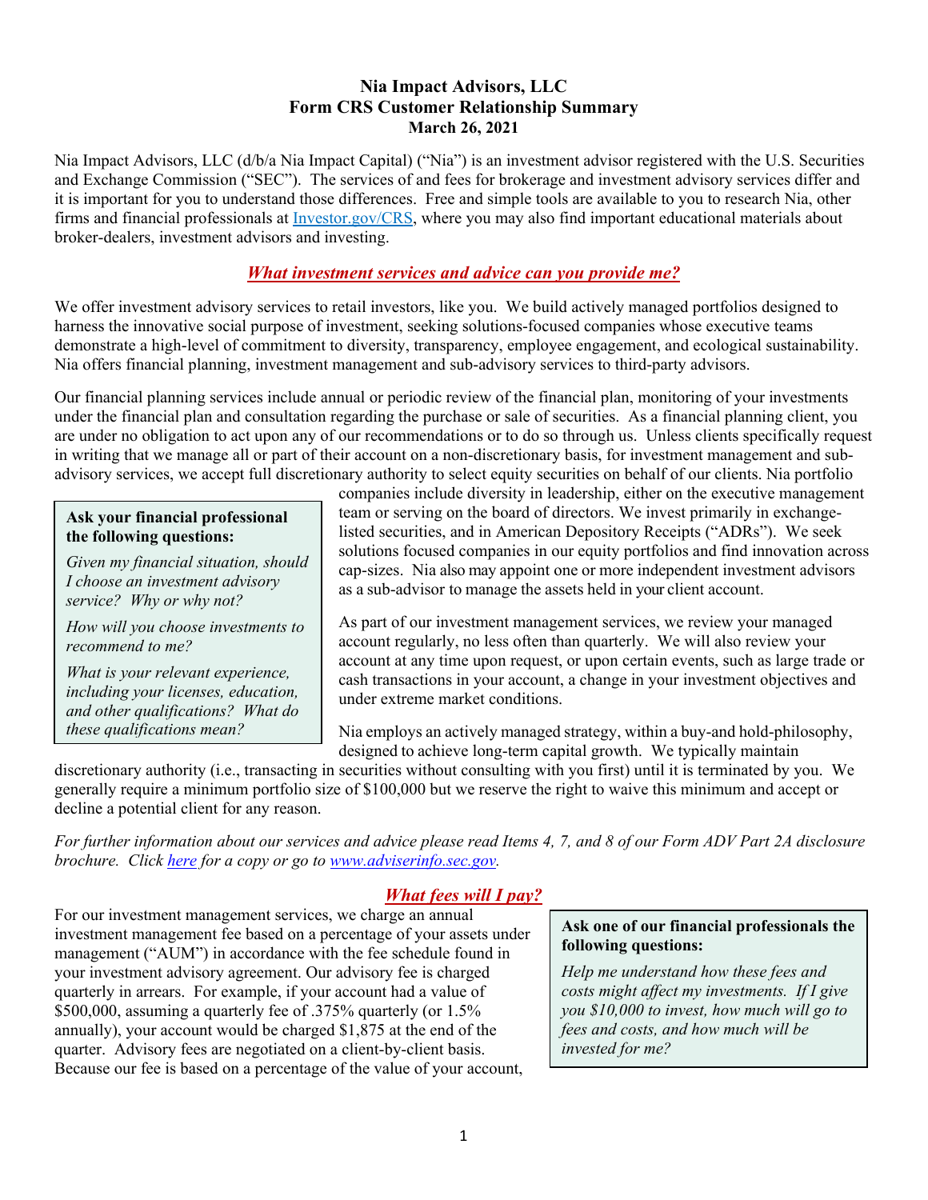**Nia Impact Advisors, LLC**
**Form CRS Customer Relationship Summary**
**March 26, 2021**

Nia Impact Advisors, LLC (d/b/a Nia Impact Capital) ("Nia") is an investment advisor registered with the U.S. Securities and Exchange Commission ("SEC"). The services of and fees for brokerage and investment advisory services differ and it is important for you to understand those differences. Free and simple tools are available to you to research Nia, other firms and financial professionals at [Investor.gov/CRS](Investor.gov/CRS), where you may also find important educational materials about broker-dealers, investment advisors and investing.

## *What investment services and advice can you provide me?*

We offer investment advisory services to retail investors, like you. We build actively managed portfolios designed to harness the innovative social purpose of investment, seeking solutions-focused companies whose executive teams demonstrate a high-level of commitment to diversity, transparency, employee engagement, and ecological sustainability. Nia offers financial planning, investment management and sub-advisory services to third-party advisors.

Our financial planning services include annual or periodic review of the financial plan, monitoring of your investments under the financial plan and consultation regarding the purchase or sale of securities. As a financial planning client, you are under no obligation to act upon any of our recommendations or to do so through us. Unless clients specifically request in writing that we manage all or part of their account on a non-discretionary basis, for investment management and sub-advisory services, we accept full discretionary authority to select equity securities on behalf of our clients. Nia portfolio companies include diversity in leadership, either on the executive management team or serving on the board of directors. We invest primarily in exchange-listed securities, and in American Depository Receipts ("ADRs"). We seek solutions focused companies in our equity portfolios and find innovation across cap-sizes. Nia also may appoint one or more independent investment advisors as a sub-advisor to manage the assets held in your client account.

As part of our investment management services, we review your managed account regularly, no less often than quarterly. We will also review your account at any time upon request, or upon certain events, such as large trade or cash transactions in your account, a change in your investment objectives and under extreme market conditions.

Nia employs an actively managed strategy, within a buy-and hold-philosophy, designed to achieve long-term capital growth. We typically maintain discretionary authority (i.e., transacting in securities without consulting with you first) until it is terminated by you. We generally require a minimum portfolio size of $100,000 but we reserve the right to waive this minimum and accept or decline a potential client for any reason.

> **Ask your financial professional the following questions:**
>
> *Given my financial situation, should I choose an investment advisory service? Why or why not?*
>
> *How will you choose investments to recommend to me?*
>
> *What is your relevant experience, including your licenses, education, and other qualifications? What do these qualifications mean?*

*For further information about our services and advice please read Items 4, 7, and 8 of our Form ADV Part 2A disclosure brochure. Click [here](here) for a copy or go to [www.adviserinfo.sec.gov](www.adviserinfo.sec.gov).*

## *What fees will I pay?*

For our investment management services, we charge an annual investment management fee based on a percentage of your assets under management ("AUM") in accordance with the fee schedule found in your investment advisory agreement. Our advisory fee is charged quarterly in arrears. For example, if your account had a value of $500,000, assuming a quarterly fee of .375% quarterly (or 1.5% annually), your account would be charged $1,875 at the end of the quarter. Advisory fees are negotiated on a client-by-client basis. Because our fee is based on a percentage of the value of your account,

> **Ask one of our financial professionals the following questions:**
>
> *Help me understand how these fees and costs might affect my investments. If I give you $10,000 to invest, how much will go to fees and costs, and how much will be invested for me?*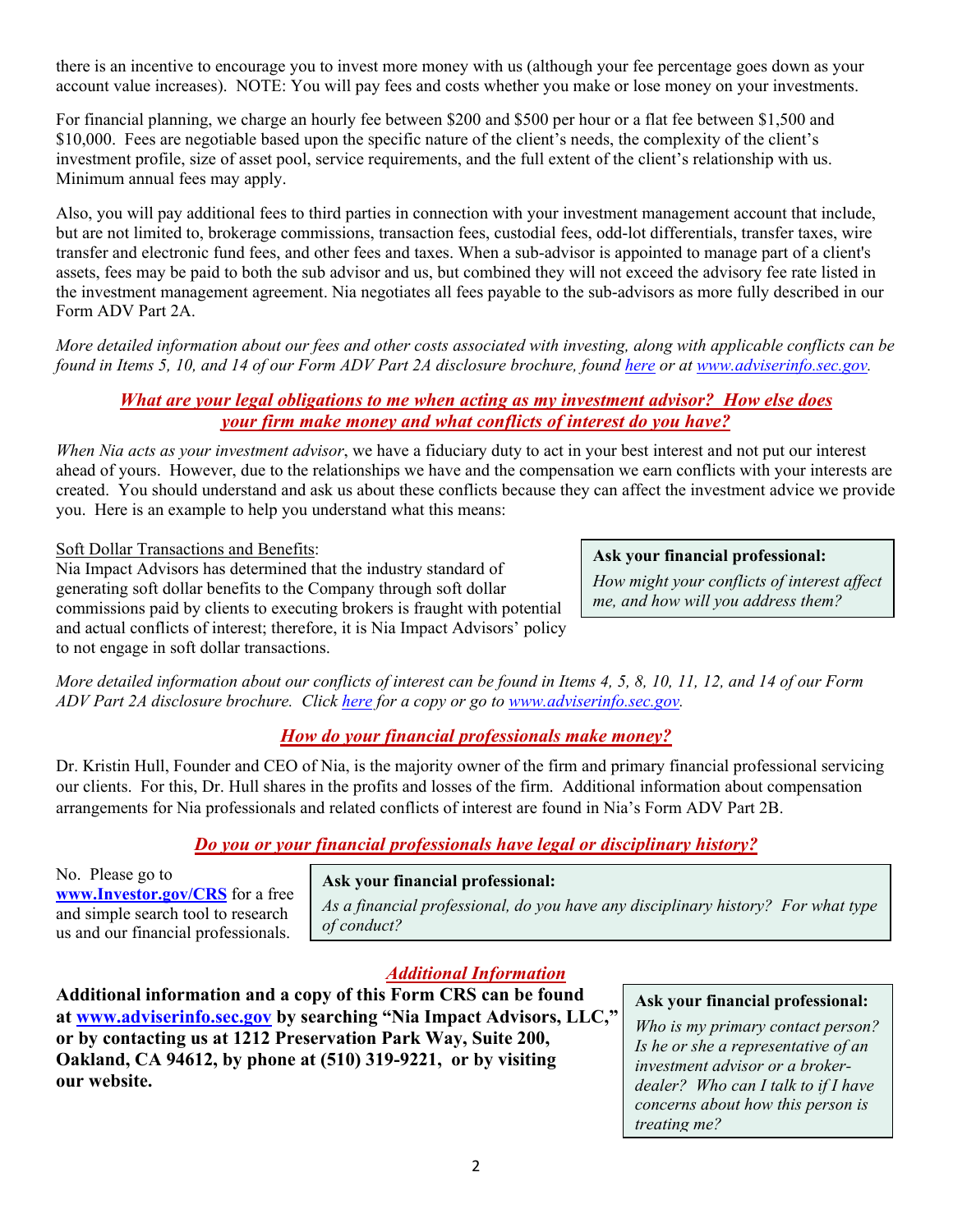there is an incentive to encourage you to invest more money with us (although your fee percentage goes down as your account value increases). NOTE: You will pay fees and costs whether you make or lose money on your investments.

For financial planning, we charge an hourly fee between $200 and $500 per hour or a flat fee between $1,500 and $10,000. Fees are negotiable based upon the specific nature of the client's needs, the complexity of the client's investment profile, size of asset pool, service requirements, and the full extent of the client's relationship with us. Minimum annual fees may apply.

Also, you will pay additional fees to third parties in connection with your investment management account that include, but are not limited to, brokerage commissions, transaction fees, custodial fees, odd-lot differentials, transfer taxes, wire transfer and electronic fund fees, and other fees and taxes. When a sub-advisor is appointed to manage part of a client's assets, fees may be paid to both the sub advisor and us, but combined they will not exceed the advisory fee rate listed in the investment management agreement. Nia negotiates all fees payable to the sub-advisors as more fully described in our Form ADV Part 2A.

*More detailed information about our fees and other costs associated with investing, along with applicable conflicts can be found in Items 5, 10, and 14 of our Form ADV Part 2A disclosure brochure, found [here](#) or at [www.adviserinfo.sec.gov](http://www.adviserinfo.sec.gov).*

## *What are your legal obligations to me when acting as my investment advisor? How else does your firm make money and what conflicts of interest do you have?*

*When Nia acts as your investment advisor*, we have a fiduciary duty to act in your best interest and not put our interest ahead of yours. However, due to the relationships we have and the compensation we earn conflicts with your interests are created. You should understand and ask us about these conflicts because they can affect the investment advice we provide you. Here is an example to help you understand what this means:

Soft Dollar Transactions and Benefits:
Nia Impact Advisors has determined that the industry standard of generating soft dollar benefits to the Company through soft dollar commissions paid by clients to executing brokers is fraught with potential and actual conflicts of interest; therefore, it is Nia Impact Advisors' policy to not engage in soft dollar transactions.

> **Ask your financial professional:**
> *How might your conflicts of interest affect me, and how will you address them?*

*More detailed information about our conflicts of interest can be found in Items 4, 5, 8, 10, 11, 12, and 14 of our Form ADV Part 2A disclosure brochure. Click [here](#) for a copy or go to [www.adviserinfo.sec.gov](http://www.adviserinfo.sec.gov).*

## *How do your financial professionals make money?*

Dr. Kristin Hull, Founder and CEO of Nia, is the majority owner of the firm and primary financial professional servicing our clients. For this, Dr. Hull shares in the profits and losses of the firm. Additional information about compensation arrangements for Nia professionals and related conflicts of interest are found in Nia's Form ADV Part 2B.

## *Do you or your financial professionals have legal or disciplinary history?*

No. Please go to **[www.Investor.gov/CRS](http://www.Investor.gov/CRS)** for a free and simple search tool to research us and our financial professionals.

> **Ask your financial professional:**
> *As a financial professional, do you have any disciplinary history? For what type of conduct?*

## *Additional Information*

**Additional information and a copy of this Form CRS can be found at [www.adviserinfo.sec.gov](http://www.adviserinfo.sec.gov) by searching "Nia Impact Advisors, LLC," or by contacting us at 1212 Preservation Park Way, Suite 200, Oakland, CA 94612, by phone at (510) 319-9221, or by visiting our website.**

> **Ask your financial professional:**
> *Who is my primary contact person? Is he or she a representative of an investment advisor or a broker-dealer? Who can I talk to if I have concerns about how this person is treating me?*